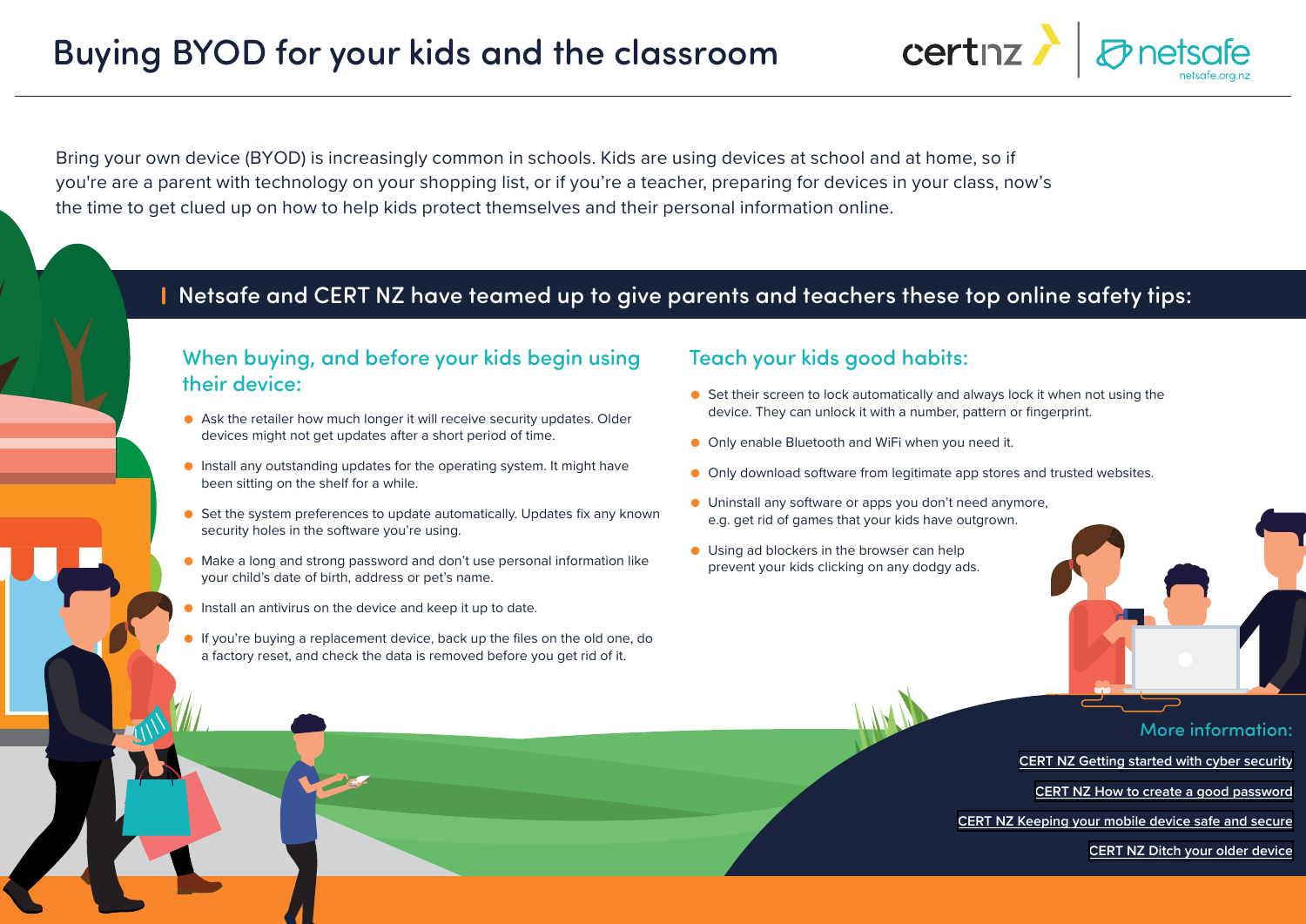# Buying BYOD for your kids and the classroom

Bring your own device (BYOD) is increasingly common in schools. Kids are using devices at school and at home, so if you're are a parent with technology on your shopping list, or if you're a teacher, preparing for devices in your class, now's the time to get clued up on how to help kids protect themselves and their personal information online.

## Netsafe and CERT NZ have teamed up to give parents and teachers these top online safety tips:

### When buying, and before your kids begin using their device:

- Ask the retailer how much longer it will receive security updates. Older devices might not get updates after a short period of time.
- Install any outstanding updates for the operating system. It might have been sitting on the shelf for a while.
- Set the system preferences to update automatically. Updates fix any known security holes in the software you're using.
- Make a long and strong password and don't use personal information like your child's date of birth, address or pet's name.
- Install an antivirus on the device and keep it up to date.
- If you're buying a replacement device, back up the files on the old one, do a factory reset, and check the data is removed before you get rid of it.

### Teach your kids good habits:

- Set their screen to lock automatically and always lock it when not using the device. They can unlock it with a number, pattern or fingerprint.
- Only enable Bluetooth and WiFi when you need it.
- Only download software from legitimate app stores and trusted websites.
- Uninstall any software or apps you don't need anymore, e.g. get rid of games that your kids have outgrown.
- Using ad blockers in the browser can help prevent your kids clicking on any dodgy ads.

### More information:

CERT NZ Getting started with cyber security

CERT NZ How to create a good password

CERT NZ Keeping your mobile device safe and secure

CERT NZ Ditch your older device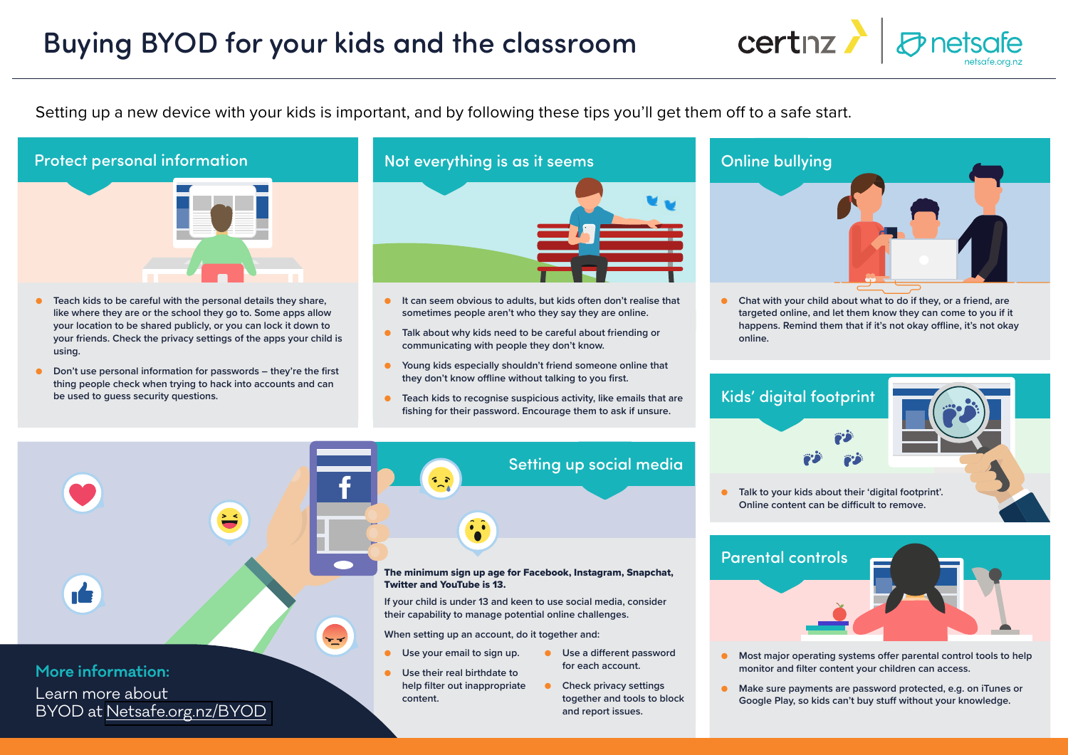# Buying BYOD for your kids and the classroom

certnz | netsafe netsafe.org.nz

Setting up a new device with your kids is important, and by following these tips you'll get them off to a safe start.

## Protect personal information

- Teach kids to be careful with the personal details they share, like where they are or the school they go to. Some apps allow your location to be shared publicly, or you can lock it down to your friends. Check the privacy settings of the apps your child is using.
- Don't use personal information for passwords – they're the first thing people check when trying to hack into accounts and can be used to guess security questions.

## Not everything is as it seems

- It can seem obvious to adults, but kids often don't realise that sometimes people aren't who they say they are online.
- Talk about why kids need to be careful about friending or communicating with people they don't know.
- Young kids especially shouldn't friend someone online that they don't know offline without talking to you first.
- Teach kids to recognise suspicious activity, like emails that are fishing for their password. Encourage them to ask if unsure.

## Online bullying

- Chat with your child about what to do if they, or a friend, are targeted online, and let them know they can come to you if it happens. Remind them that if it's not okay offline, it's not okay online.

## Kids' digital footprint

- Talk to your kids about their 'digital footprint'. Online content can be difficult to remove.

## Setting up social media

**The minimum sign up age for Facebook, Instagram, Snapchat, Twitter and YouTube is 13.**

If your child is under 13 and keen to use social media, consider their capability to manage potential online challenges.

When setting up an account, do it together and:

- Use your email to sign up.
- Use their real birthdate to help filter out inappropriate content.
- Use a different password for each account.
- Check privacy settings together and tools to block and report issues.

## Parental controls

- Most major operating systems offer parental control tools to help monitor and filter content your children can access.
- Make sure payments are password protected, e.g. on iTunes or Google Play, so kids can't buy stuff without your knowledge.

**More information:**

Learn more about BYOD at Netsafe.org.nz/BYOD